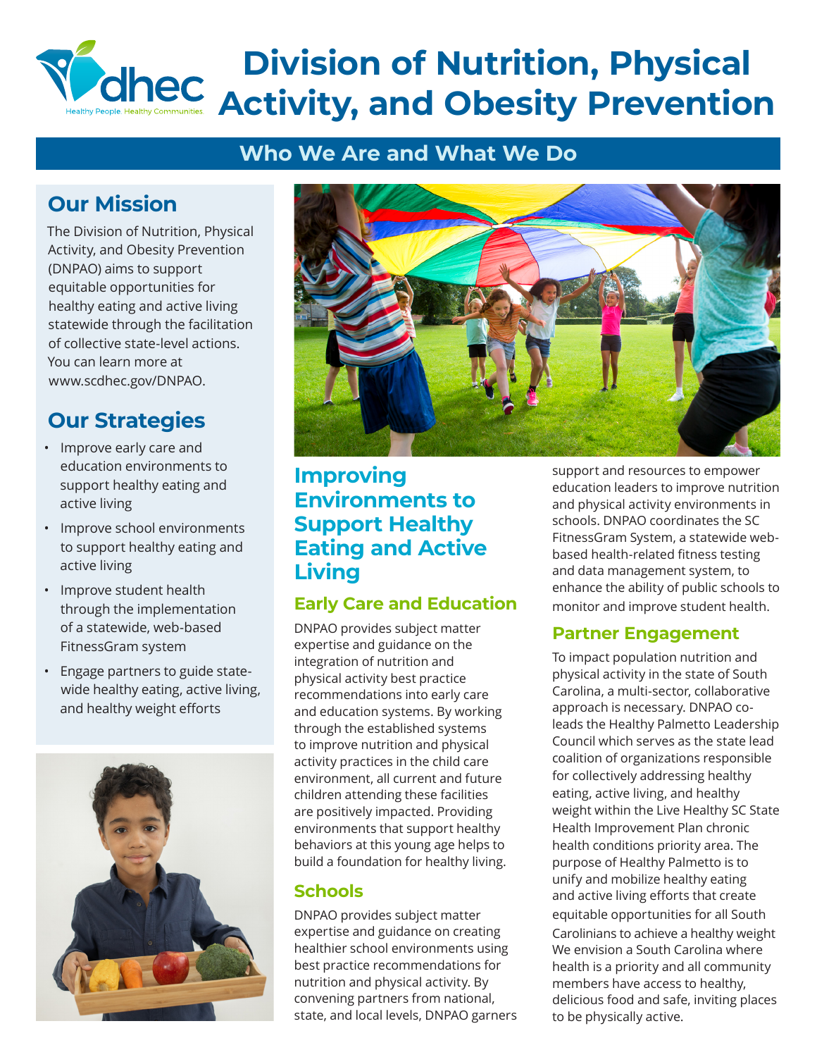# Division of Nutrition, Physical Activity, and Obesity Prevention

## Who We Are and What We Do

## Our Mission

The Division of Nutrition, Physical Activity, and Obesity Prevention (DNPAO) aims to support equitable opportunities for healthy eating and active living statewide through the facilitation of collective state-level actions. You can learn more at www.scdhec.gov/DNPAO.

## Our Strategies

- Improve early care and education environments to support healthy eating and active living
- Improve school environments to support healthy eating and active living
- Improve student health through the implementation of a statewide, web-based FitnessGram system
- Engage partners to guide state-wide healthy eating, active living, and healthy weight efforts

## Improving Environments to Support Healthy Eating and Active Living

### Early Care and Education

DNPAO provides subject matter expertise and guidance on the integration of nutrition and physical activity best practice recommendations into early care and education systems. By working through the established systems to improve nutrition and physical activity practices in the child care environment, all current and future children attending these facilities are positively impacted. Providing environments that support healthy behaviors at this young age helps to build a foundation for healthy living.

### Schools

DNPAO provides subject matter expertise and guidance on creating healthier school environments using best practice recommendations for nutrition and physical activity. By convening partners from national, state, and local levels, DNPAO garners support and resources to empower education leaders to improve nutrition and physical activity environments in schools. DNPAO coordinates the SC FitnessGram System, a statewide web-based health-related fitness testing and data management system, to enhance the ability of public schools to monitor and improve student health.

### Partner Engagement

To impact population nutrition and physical activity in the state of South Carolina, a multi-sector, collaborative approach is necessary. DNPAO co-leads the Healthy Palmetto Leadership Council which serves as the state lead coalition of organizations responsible for collectively addressing healthy eating, active living, and healthy weight within the Live Healthy SC State Health Improvement Plan chronic health conditions priority area. The purpose of Healthy Palmetto is to unify and mobilize healthy eating and active living efforts that create equitable opportunities for all South Carolinians to achieve a healthy weight We envision a South Carolina where health is a priority and all community members have access to healthy, delicious food and safe, inviting places to be physically active.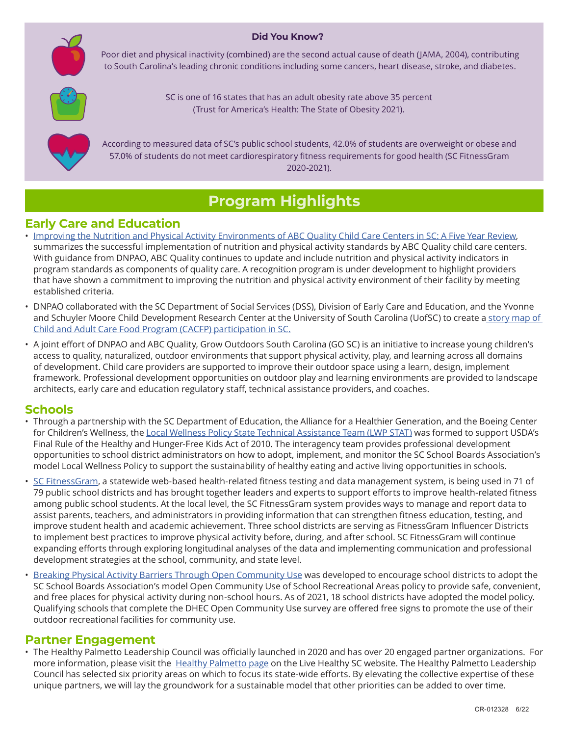**Did You Know?**

Poor diet and physical inactivity (combined) are the second actual cause of death (JAMA, 2004), contributing to South Carolina's leading chronic conditions including some cancers, heart disease, stroke, and diabetes.

SC is one of 16 states that has an adult obesity rate above 35 percent (Trust for America's Health: The State of Obesity 2021).

According to measured data of SC's public school students, 42.0% of students are overweight or obese and 57.0% of students do not meet cardiorespiratory fitness requirements for good health (SC FitnessGram 2020-2021).

# Program Highlights

## Early Care and Education

- Improving the Nutrition and Physical Activity Environments of ABC Quality Child Care Centers in SC: A Five Year Review, summarizes the successful implementation of nutrition and physical activity standards by ABC Quality child care centers. With guidance from DNPAO, ABC Quality continues to update and include nutrition and physical activity indicators in program standards as components of quality care. A recognition program is under development to highlight providers that have shown a commitment to improving the nutrition and physical activity environment of their facility by meeting established criteria.
- DNPAO collaborated with the SC Department of Social Services (DSS), Division of Early Care and Education, and the Yvonne and Schuyler Moore Child Development Research Center at the University of South Carolina (UofSC) to create a story map of Child and Adult Care Food Program (CACFP) participation in SC.
- A joint effort of DNPAO and ABC Quality, Grow Outdoors South Carolina (GO SC) is an initiative to increase young children's access to quality, naturalized, outdoor environments that support physical activity, play, and learning across all domains of development. Child care providers are supported to improve their outdoor space using a learn, design, implement framework. Professional development opportunities on outdoor play and learning environments are provided to landscape architects, early care and education regulatory staff, technical assistance providers, and coaches.

## Schools

- Through a partnership with the SC Department of Education, the Alliance for a Healthier Generation, and the Boeing Center for Children's Wellness, the Local Wellness Policy State Technical Assistance Team (LWP STAT) was formed to support USDA's Final Rule of the Healthy and Hunger-Free Kids Act of 2010. The interagency team provides professional development opportunities to school district administrators on how to adopt, implement, and monitor the SC School Boards Association's model Local Wellness Policy to support the sustainability of healthy eating and active living opportunities in schools.
- SC FitnessGram, a statewide web-based health-related fitness testing and data management system, is being used in 71 of 79 public school districts and has brought together leaders and experts to support efforts to improve health-related fitness among public school students. At the local level, the SC FitnessGram system provides ways to manage and report data to assist parents, teachers, and administrators in providing information that can strengthen fitness education, testing, and improve student health and academic achievement. Three school districts are serving as FitnessGram Influencer Districts to implement best practices to improve physical activity before, during, and after school. SC FitnessGram will continue expanding efforts through exploring longitudinal analyses of the data and implementing communication and professional development strategies at the school, community, and state level.
- Breaking Physical Activity Barriers Through Open Community Use was developed to encourage school districts to adopt the SC School Boards Association's model Open Community Use of School Recreational Areas policy to provide safe, convenient, and free places for physical activity during non-school hours. As of 2021, 18 school districts have adopted the model policy. Qualifying schools that complete the DHEC Open Community Use survey are offered free signs to promote the use of their outdoor recreational facilities for community use.

## Partner Engagement

- The Healthy Palmetto Leadership Council was officially launched in 2020 and has over 20 engaged partner organizations. For more information, please visit the Healthy Palmetto page on the Live Healthy SC website. The Healthy Palmetto Leadership Council has selected six priority areas on which to focus its state-wide efforts. By elevating the collective expertise of these unique partners, we will lay the groundwork for a sustainable model that other priorities can be added to over time.

CR-012328 6/22